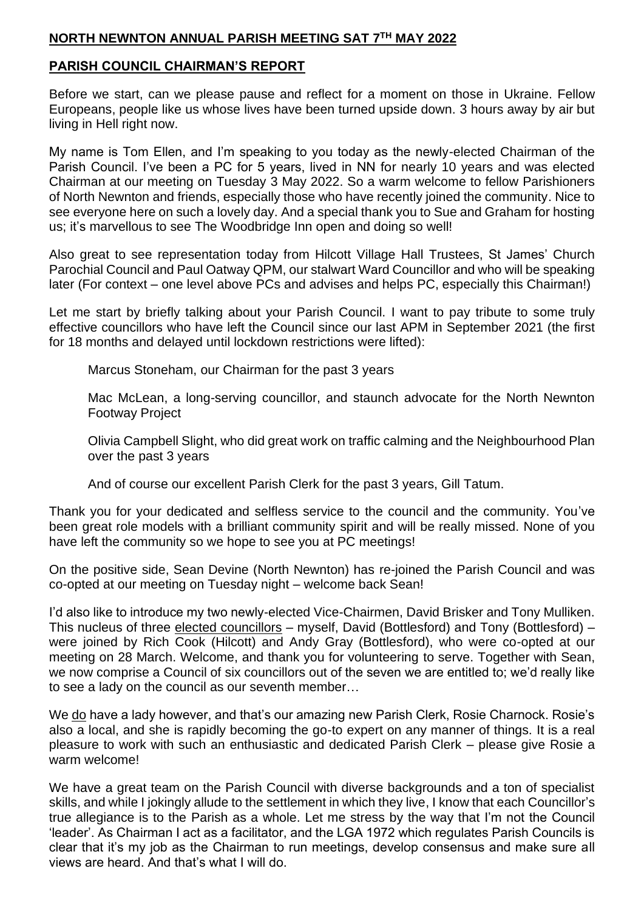# NORTH NEWNTON ANNUAL PARISH MEETING SAT 7TH MAY 2022

## PARISH COUNCIL CHAIRMAN'S REPORT

Before we start, can we please pause and reflect for a moment on those in Ukraine. Fellow Europeans, people like us whose lives have been turned upside down. 3 hours away by air but living in Hell right now.

My name is Tom Ellen, and I'm speaking to you today as the newly-elected Chairman of the Parish Council. I've been a PC for 5 years, lived in NN for nearly 10 years and was elected Chairman at our meeting on Tuesday 3 May 2022. So a warm welcome to fellow Parishioners of North Newnton and friends, especially those who have recently joined the community. Nice to see everyone here on such a lovely day. And a special thank you to Sue and Graham for hosting us; it's marvellous to see The Woodbridge Inn open and doing so well!

Also great to see representation today from Hilcott Village Hall Trustees, St James' Church Parochial Council and Paul Oatway QPM, our stalwart Ward Councillor and who will be speaking later (For context – one level above PCs and advises and helps PC, especially this Chairman!)

Let me start by briefly talking about your Parish Council. I want to pay tribute to some truly effective councillors who have left the Council since our last APM in September 2021 (the first for 18 months and delayed until lockdown restrictions were lifted):

Marcus Stoneham, our Chairman for the past 3 years

Mac McLean, a long-serving councillor, and staunch advocate for the North Newnton Footway Project

Olivia Campbell Slight, who did great work on traffic calming and the Neighbourhood Plan over the past 3 years

And of course our excellent Parish Clerk for the past 3 years, Gill Tatum.

Thank you for your dedicated and selfless service to the council and the community. You've been great role models with a brilliant community spirit and will be really missed. None of you have left the community so we hope to see you at PC meetings!

On the positive side, Sean Devine (North Newnton) has re-joined the Parish Council and was co-opted at our meeting on Tuesday night – welcome back Sean!

I'd also like to introduce my two newly-elected Vice-Chairmen, David Brisker and Tony Mulliken. This nucleus of three elected councillors – myself, David (Bottlesford) and Tony (Bottlesford) – were joined by Rich Cook (Hilcott) and Andy Gray (Bottlesford), who were co-opted at our meeting on 28 March. Welcome, and thank you for volunteering to serve. Together with Sean, we now comprise a Council of six councillors out of the seven we are entitled to; we'd really like to see a lady on the council as our seventh member…

We do have a lady however, and that's our amazing new Parish Clerk, Rosie Charnock. Rosie's also a local, and she is rapidly becoming the go-to expert on any manner of things. It is a real pleasure to work with such an enthusiastic and dedicated Parish Clerk – please give Rosie a warm welcome!

We have a great team on the Parish Council with diverse backgrounds and a ton of specialist skills, and while I jokingly allude to the settlement in which they live, I know that each Councillor's true allegiance is to the Parish as a whole. Let me stress by the way that I'm not the Council 'leader'. As Chairman I act as a facilitator, and the LGA 1972 which regulates Parish Councils is clear that it's my job as the Chairman to run meetings, develop consensus and make sure all views are heard. And that's what I will do.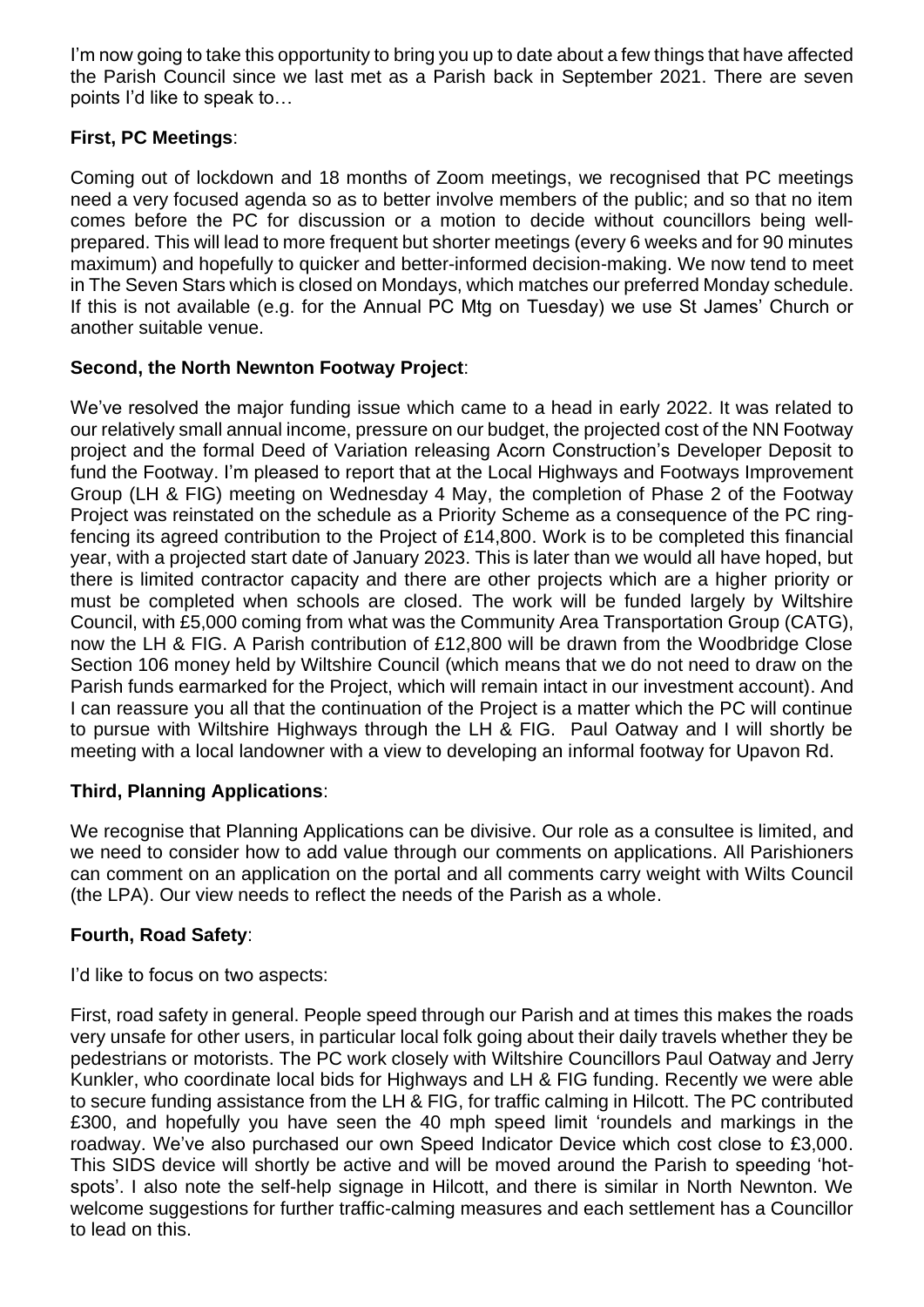I'm now going to take this opportunity to bring you up to date about a few things that have affected the Parish Council since we last met as a Parish back in September 2021. There are seven points I'd like to speak to…

**First, PC Meetings**:

Coming out of lockdown and 18 months of Zoom meetings, we recognised that PC meetings need a very focused agenda so as to better involve members of the public; and so that no item comes before the PC for discussion or a motion to decide without councillors being well-prepared. This will lead to more frequent but shorter meetings (every 6 weeks and for 90 minutes maximum) and hopefully to quicker and better-informed decision-making. We now tend to meet in The Seven Stars which is closed on Mondays, which matches our preferred Monday schedule. If this is not available (e.g. for the Annual PC Mtg on Tuesday) we use St James' Church or another suitable venue.

**Second, the North Newnton Footway Project**:

We've resolved the major funding issue which came to a head in early 2022. It was related to our relatively small annual income, pressure on our budget, the projected cost of the NN Footway project and the formal Deed of Variation releasing Acorn Construction's Developer Deposit to fund the Footway. I'm pleased to report that at the Local Highways and Footways Improvement Group (LH & FIG) meeting on Wednesday 4 May, the completion of Phase 2 of the Footway Project was reinstated on the schedule as a Priority Scheme as a consequence of the PC ring-fencing its agreed contribution to the Project of £14,800. Work is to be completed this financial year, with a projected start date of January 2023. This is later than we would all have hoped, but there is limited contractor capacity and there are other projects which are a higher priority or must be completed when schools are closed. The work will be funded largely by Wiltshire Council, with £5,000 coming from what was the Community Area Transportation Group (CATG), now the LH & FIG. A Parish contribution of £12,800 will be drawn from the Woodbridge Close Section 106 money held by Wiltshire Council (which means that we do not need to draw on the Parish funds earmarked for the Project, which will remain intact in our investment account). And I can reassure you all that the continuation of the Project is a matter which the PC will continue to pursue with Wiltshire Highways through the LH & FIG. Paul Oatway and I will shortly be meeting with a local landowner with a view to developing an informal footway for Upavon Rd.

**Third, Planning Applications**:

We recognise that Planning Applications can be divisive. Our role as a consultee is limited, and we need to consider how to add value through our comments on applications. All Parishioners can comment on an application on the portal and all comments carry weight with Wilts Council (the LPA). Our view needs to reflect the needs of the Parish as a whole.

**Fourth, Road Safety**:

I'd like to focus on two aspects:

First, road safety in general. People speed through our Parish and at times this makes the roads very unsafe for other users, in particular local folk going about their daily travels whether they be pedestrians or motorists. The PC work closely with Wiltshire Councillors Paul Oatway and Jerry Kunkler, who coordinate local bids for Highways and LH & FIG funding. Recently we were able to secure funding assistance from the LH & FIG, for traffic calming in Hilcott. The PC contributed £300, and hopefully you have seen the 40 mph speed limit 'roundels and markings in the roadway. We've also purchased our own Speed Indicator Device which cost close to £3,000. This SIDS device will shortly be active and will be moved around the Parish to speeding 'hot-spots'. I also note the self-help signage in Hilcott, and there is similar in North Newnton. We welcome suggestions for further traffic-calming measures and each settlement has a Councillor to lead on this.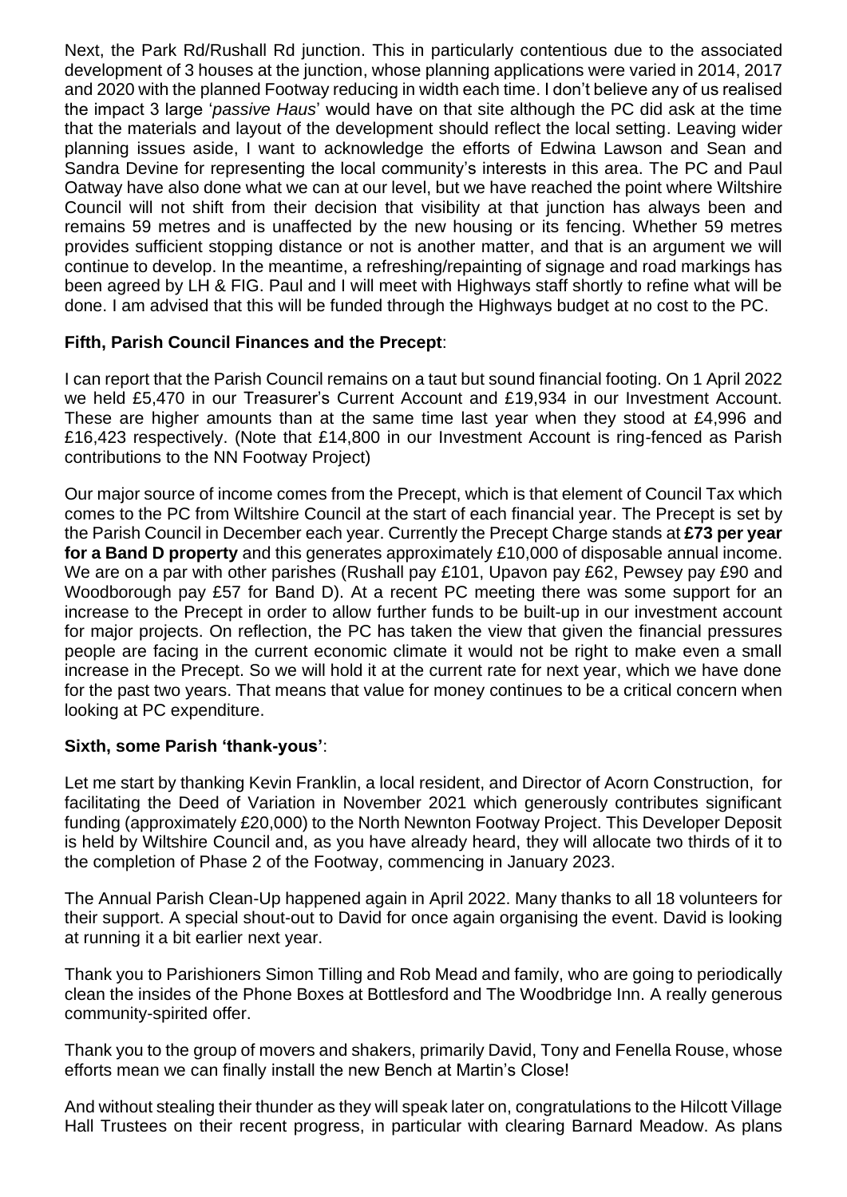Next, the Park Rd/Rushall Rd junction. This in particularly contentious due to the associated development of 3 houses at the junction, whose planning applications were varied in 2014, 2017 and 2020 with the planned Footway reducing in width each time. I don't believe any of us realised the impact 3 large '*passive Haus*' would have on that site although the PC did ask at the time that the materials and layout of the development should reflect the local setting. Leaving wider planning issues aside, I want to acknowledge the efforts of Edwina Lawson and Sean and Sandra Devine for representing the local community's interests in this area. The PC and Paul Oatway have also done what we can at our level, but we have reached the point where Wiltshire Council will not shift from their decision that visibility at that junction has always been and remains 59 metres and is unaffected by the new housing or its fencing. Whether 59 metres provides sufficient stopping distance or not is another matter, and that is an argument we will continue to develop. In the meantime, a refreshing/repainting of signage and road markings has been agreed by LH & FIG. Paul and I will meet with Highways staff shortly to refine what will be done. I am advised that this will be funded through the Highways budget at no cost to the PC.

**Fifth, Parish Council Finances and the Precept**:

I can report that the Parish Council remains on a taut but sound financial footing. On 1 April 2022 we held £5,470 in our Treasurer's Current Account and £19,934 in our Investment Account. These are higher amounts than at the same time last year when they stood at £4,996 and £16,423 respectively. (Note that £14,800 in our Investment Account is ring-fenced as Parish contributions to the NN Footway Project)

Our major source of income comes from the Precept, which is that element of Council Tax which comes to the PC from Wiltshire Council at the start of each financial year. The Precept is set by the Parish Council in December each year. Currently the Precept Charge stands at **£73 per year for a Band D property** and this generates approximately £10,000 of disposable annual income. We are on a par with other parishes (Rushall pay £101, Upavon pay £62, Pewsey pay £90 and Woodborough pay £57 for Band D). At a recent PC meeting there was some support for an increase to the Precept in order to allow further funds to be built-up in our investment account for major projects. On reflection, the PC has taken the view that given the financial pressures people are facing in the current economic climate it would not be right to make even a small increase in the Precept. So we will hold it at the current rate for next year, which we have done for the past two years. That means that value for money continues to be a critical concern when looking at PC expenditure.

**Sixth, some Parish 'thank-yous'**:

Let me start by thanking Kevin Franklin, a local resident, and Director of Acorn Construction, for facilitating the Deed of Variation in November 2021 which generously contributes significant funding (approximately £20,000) to the North Newnton Footway Project. This Developer Deposit is held by Wiltshire Council and, as you have already heard, they will allocate two thirds of it to the completion of Phase 2 of the Footway, commencing in January 2023.

The Annual Parish Clean-Up happened again in April 2022. Many thanks to all 18 volunteers for their support. A special shout-out to David for once again organising the event. David is looking at running it a bit earlier next year.

Thank you to Parishioners Simon Tilling and Rob Mead and family, who are going to periodically clean the insides of the Phone Boxes at Bottlesford and The Woodbridge Inn. A really generous community-spirited offer.

Thank you to the group of movers and shakers, primarily David, Tony and Fenella Rouse, whose efforts mean we can finally install the new Bench at Martin's Close!

And without stealing their thunder as they will speak later on, congratulations to the Hilcott Village Hall Trustees on their recent progress, in particular with clearing Barnard Meadow. As plans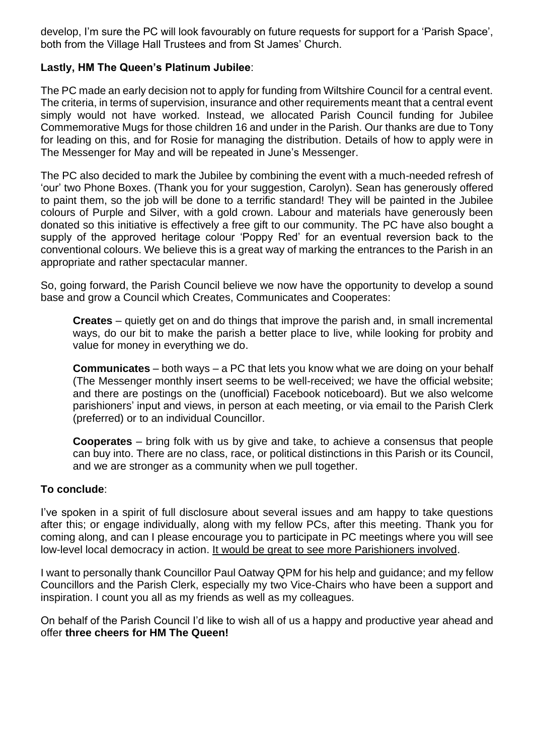develop, I'm sure the PC will look favourably on future requests for support for a 'Parish Space', both from the Village Hall Trustees and from St James' Church.

**Lastly, HM The Queen's Platinum Jubilee**:

The PC made an early decision not to apply for funding from Wiltshire Council for a central event. The criteria, in terms of supervision, insurance and other requirements meant that a central event simply would not have worked. Instead, we allocated Parish Council funding for Jubilee Commemorative Mugs for those children 16 and under in the Parish. Our thanks are due to Tony for leading on this, and for Rosie for managing the distribution. Details of how to apply were in The Messenger for May and will be repeated in June's Messenger.

The PC also decided to mark the Jubilee by combining the event with a much-needed refresh of 'our' two Phone Boxes. (Thank you for your suggestion, Carolyn). Sean has generously offered to paint them, so the job will be done to a terrific standard! They will be painted in the Jubilee colours of Purple and Silver, with a gold crown. Labour and materials have generously been donated so this initiative is effectively a free gift to our community. The PC have also bought a supply of the approved heritage colour 'Poppy Red' for an eventual reversion back to the conventional colours. We believe this is a great way of marking the entrances to the Parish in an appropriate and rather spectacular manner.

So, going forward, the Parish Council believe we now have the opportunity to develop a sound base and grow a Council which Creates, Communicates and Cooperates:

> **Creates** – quietly get on and do things that improve the parish and, in small incremental ways, do our bit to make the parish a better place to live, while looking for probity and value for money in everything we do.
>
> **Communicates** – both ways – a PC that lets you know what we are doing on your behalf (The Messenger monthly insert seems to be well-received; we have the official website; and there are postings on the (unofficial) Facebook noticeboard). But we also welcome parishioners' input and views, in person at each meeting, or via email to the Parish Clerk (preferred) or to an individual Councillor.
>
> **Cooperates** – bring folk with us by give and take, to achieve a consensus that people can buy into. There are no class, race, or political distinctions in this Parish or its Council, and we are stronger as a community when we pull together.

**To conclude**:

I've spoken in a spirit of full disclosure about several issues and am happy to take questions after this; or engage individually, along with my fellow PCs, after this meeting. Thank you for coming along, and can I please encourage you to participate in PC meetings where you will see low-level local democracy in action. <u>It would be great to see more Parishioners involved</u>.

I want to personally thank Councillor Paul Oatway QPM for his help and guidance; and my fellow Councillors and the Parish Clerk, especially my two Vice-Chairs who have been a support and inspiration. I count you all as my friends as well as my colleagues.

On behalf of the Parish Council I'd like to wish all of us a happy and productive year ahead and offer **three cheers for HM The Queen!**